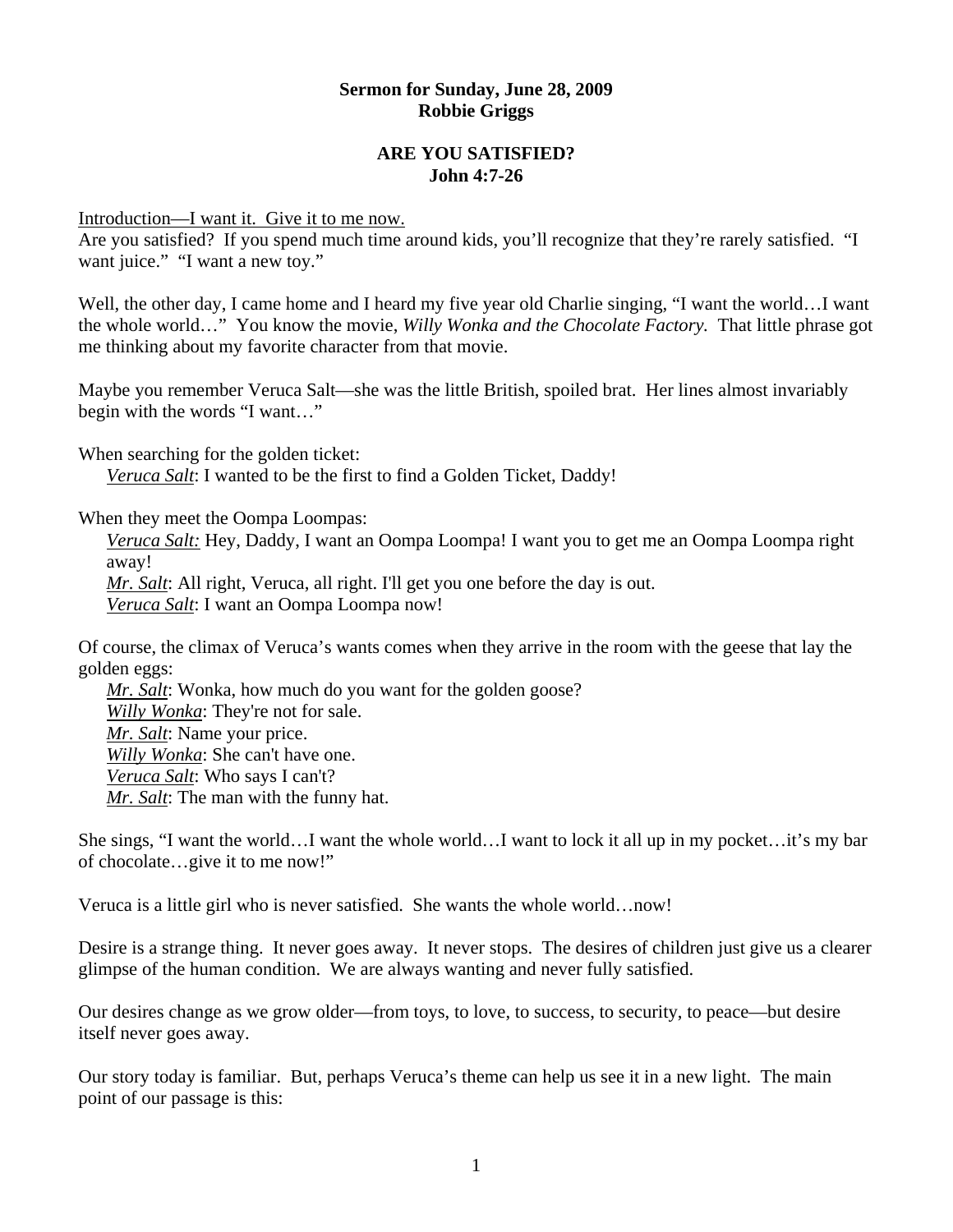**Sermon for Sunday, June 28, 2009**
**Robbie Griggs**

# ARE YOU SATISFIED?
## John 4:7-26

Introduction—I want it. Give it to me now.

Are you satisfied? If you spend much time around kids, you'll recognize that they're rarely satisfied. "I want juice." "I want a new toy."

Well, the other day, I came home and I heard my five year old Charlie singing, "I want the world…I want the whole world…" You know the movie, *Willy Wonka and the Chocolate Factory.* That little phrase got me thinking about my favorite character from that movie.

Maybe you remember Veruca Salt—she was the little British, spoiled brat. Her lines almost invariably begin with the words "I want…"

When searching for the golden ticket:

> *Veruca Salt*: I wanted to be the first to find a Golden Ticket, Daddy!

When they meet the Oompa Loompas:

> *Veruca Salt:* Hey, Daddy, I want an Oompa Loompa! I want you to get me an Oompa Loompa right away!
> *Mr. Salt*: All right, Veruca, all right. I'll get you one before the day is out.
> *Veruca Salt*: I want an Oompa Loompa now!

Of course, the climax of Veruca's wants comes when they arrive in the room with the geese that lay the golden eggs:

> *Mr. Salt*: Wonka, how much do you want for the golden goose?
> *Willy Wonka*: They're not for sale.
> *Mr. Salt*: Name your price.
> *Willy Wonka*: She can't have one.
> *Veruca Salt*: Who says I can't?
> *Mr. Salt*: The man with the funny hat.

She sings, "I want the world…I want the whole world…I want to lock it all up in my pocket…it's my bar of chocolate…give it to me now!"

Veruca is a little girl who is never satisfied. She wants the whole world…now!

Desire is a strange thing. It never goes away. It never stops. The desires of children just give us a clearer glimpse of the human condition. We are always wanting and never fully satisfied.

Our desires change as we grow older—from toys, to love, to success, to security, to peace—but desire itself never goes away.

Our story today is familiar. But, perhaps Veruca's theme can help us see it in a new light. The main point of our passage is this: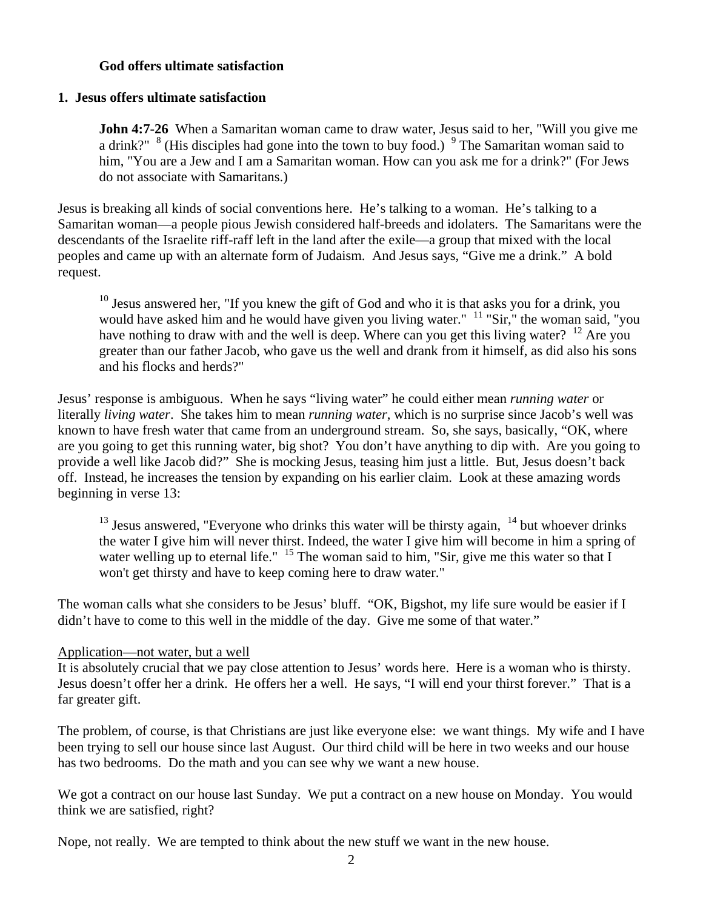**God offers ultimate satisfaction**

**1. Jesus offers ultimate satisfaction**

> **John 4:7-26** When a Samaritan woman came to draw water, Jesus said to her, "Will you give me a drink?" [8] (His disciples had gone into the town to buy food.) [9] The Samaritan woman said to him, "You are a Jew and I am a Samaritan woman. How can you ask me for a drink?" (For Jews do not associate with Samaritans.)

Jesus is breaking all kinds of social conventions here. He's talking to a woman. He's talking to a Samaritan woman—a people pious Jewish considered half-breeds and idolaters. The Samaritans were the descendants of the Israelite riff-raff left in the land after the exile—a group that mixed with the local peoples and came up with an alternate form of Judaism. And Jesus says, "Give me a drink." A bold request.

> [10] Jesus answered her, "If you knew the gift of God and who it is that asks you for a drink, you would have asked him and he would have given you living water." [11] "Sir," the woman said, "you have nothing to draw with and the well is deep. Where can you get this living water? [12] Are you greater than our father Jacob, who gave us the well and drank from it himself, as did also his sons and his flocks and herds?"

Jesus' response is ambiguous. When he says "living water" he could either mean *running water* or literally *living water*. She takes him to mean *running water*, which is no surprise since Jacob's well was known to have fresh water that came from an underground stream. So, she says, basically, "OK, where are you going to get this running water, big shot? You don't have anything to dip with. Are you going to provide a well like Jacob did?" She is mocking Jesus, teasing him just a little. But, Jesus doesn't back off. Instead, he increases the tension by expanding on his earlier claim. Look at these amazing words beginning in verse 13:

> [13] Jesus answered, "Everyone who drinks this water will be thirsty again, [14] but whoever drinks the water I give him will never thirst. Indeed, the water I give him will become in him a spring of water welling up to eternal life." [15] The woman said to him, "Sir, give me this water so that I won't get thirsty and have to keep coming here to draw water."

The woman calls what she considers to be Jesus' bluff. "OK, Bigshot, my life sure would be easier if I didn't have to come to this well in the middle of the day. Give me some of that water."

<u>Application—not water, but a well</u>

It is absolutely crucial that we pay close attention to Jesus' words here. Here is a woman who is thirsty. Jesus doesn't offer her a drink. He offers her a well. He says, "I will end your thirst forever." That is a far greater gift.

The problem, of course, is that Christians are just like everyone else: we want things. My wife and I have been trying to sell our house since last August. Our third child will be here in two weeks and our house has two bedrooms. Do the math and you can see why we want a new house.

We got a contract on our house last Sunday. We put a contract on a new house on Monday. You would think we are satisfied, right?

Nope, not really. We are tempted to think about the new stuff we want in the new house.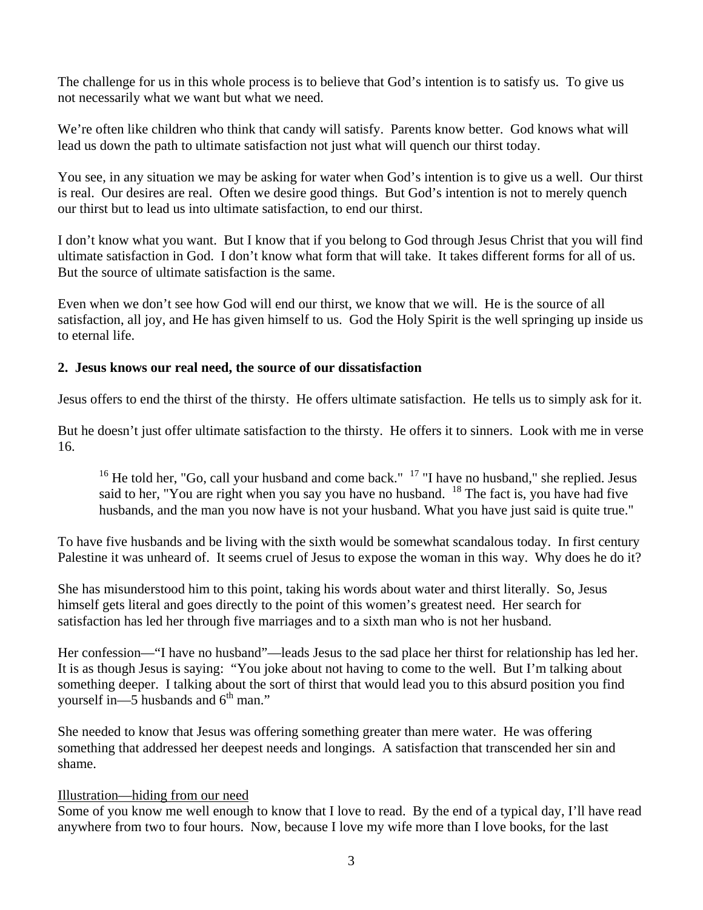The challenge for us in this whole process is to believe that God's intention is to satisfy us. To give us not necessarily what we want but what we need.

We're often like children who think that candy will satisfy. Parents know better. God knows what will lead us down the path to ultimate satisfaction not just what will quench our thirst today.

You see, in any situation we may be asking for water when God's intention is to give us a well. Our thirst is real. Our desires are real. Often we desire good things. But God's intention is not to merely quench our thirst but to lead us into ultimate satisfaction, to end our thirst.

I don't know what you want. But I know that if you belong to God through Jesus Christ that you will find ultimate satisfaction in God. I don't know what form that will take. It takes different forms for all of us. But the source of ultimate satisfaction is the same.

Even when we don't see how God will end our thirst, we know that we will. He is the source of all satisfaction, all joy, and He has given himself to us. God the Holy Spirit is the well springing up inside us to eternal life.

**2. Jesus knows our real need, the source of our dissatisfaction**

Jesus offers to end the thirst of the thirsty. He offers ultimate satisfaction. He tells us to simply ask for it.

But he doesn't just offer ultimate satisfaction to the thirsty. He offers it to sinners. Look with me in verse 16.

> [16] He told her, "Go, call your husband and come back." [17] "I have no husband," she replied. Jesus said to her, "You are right when you say you have no husband. [18] The fact is, you have had five husbands, and the man you now have is not your husband. What you have just said is quite true."

To have five husbands and be living with the sixth would be somewhat scandalous today. In first century Palestine it was unheard of. It seems cruel of Jesus to expose the woman in this way. Why does he do it?

She has misunderstood him to this point, taking his words about water and thirst literally. So, Jesus himself gets literal and goes directly to the point of this women's greatest need. Her search for satisfaction has led her through five marriages and to a sixth man who is not her husband.

Her confession—"I have no husband"—leads Jesus to the sad place her thirst for relationship has led her. It is as though Jesus is saying: "You joke about not having to come to the well. But I'm talking about something deeper. I talking about the sort of thirst that would lead you to this absurd position you find yourself in—5 husbands and 6th man."

She needed to know that Jesus was offering something greater than mere water. He was offering something that addressed her deepest needs and longings. A satisfaction that transcended her sin and shame.

<u>Illustration—hiding from our need</u>
Some of you know me well enough to know that I love to read. By the end of a typical day, I'll have read anywhere from two to four hours. Now, because I love my wife more than I love books, for the last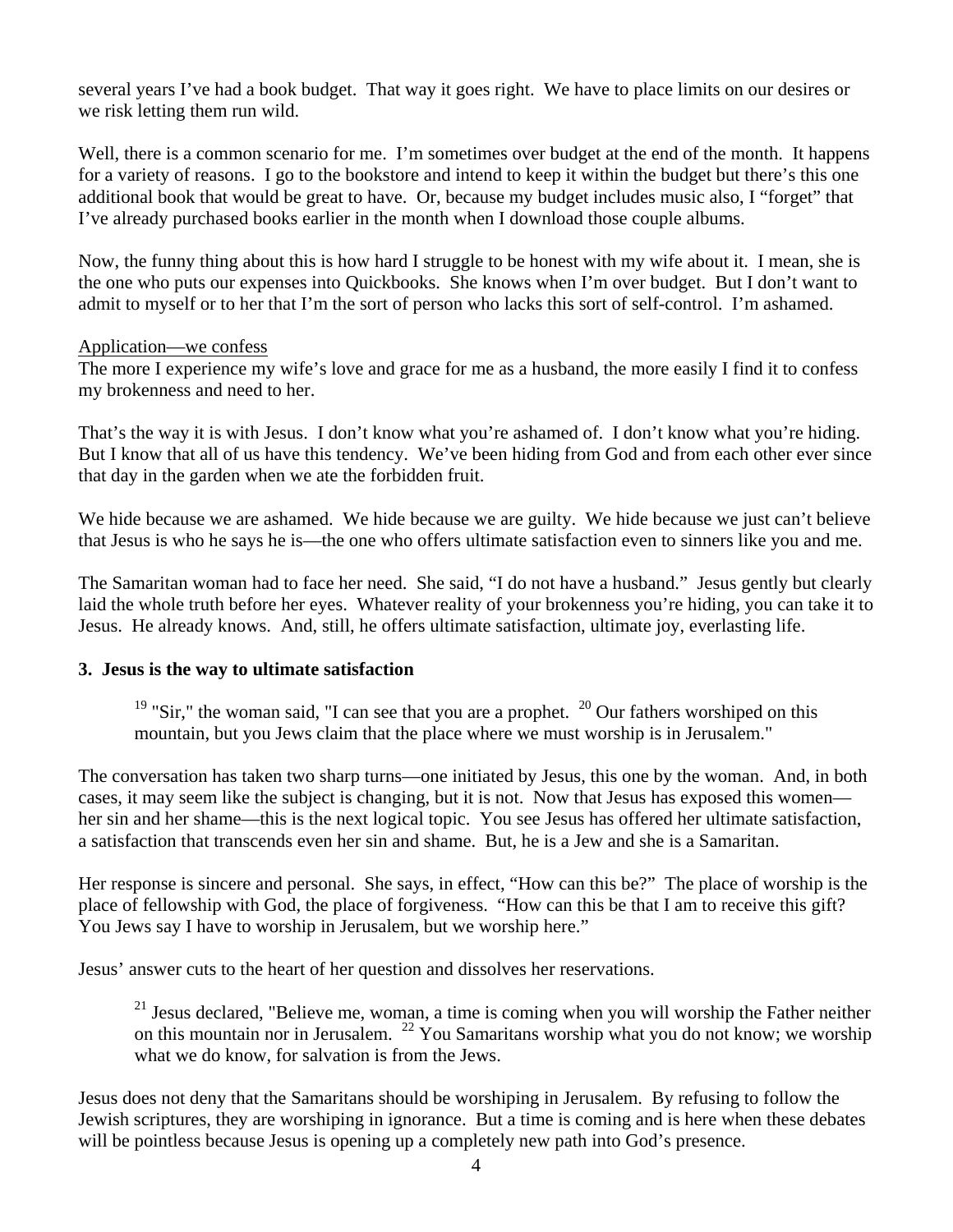several years I've had a book budget. That way it goes right. We have to place limits on our desires or we risk letting them run wild.

Well, there is a common scenario for me. I'm sometimes over budget at the end of the month. It happens for a variety of reasons. I go to the bookstore and intend to keep it within the budget but there's this one additional book that would be great to have. Or, because my budget includes music also, I "forget" that I've already purchased books earlier in the month when I download those couple albums.

Now, the funny thing about this is how hard I struggle to be honest with my wife about it. I mean, she is the one who puts our expenses into Quickbooks. She knows when I'm over budget. But I don't want to admit to myself or to her that I'm the sort of person who lacks this sort of self-control. I'm ashamed.

<u>Application—we confess</u>

The more I experience my wife's love and grace for me as a husband, the more easily I find it to confess my brokenness and need to her.

That's the way it is with Jesus. I don't know what you're ashamed of. I don't know what you're hiding. But I know that all of us have this tendency. We've been hiding from God and from each other ever since that day in the garden when we ate the forbidden fruit.

We hide because we are ashamed. We hide because we are guilty. We hide because we just can't believe that Jesus is who he says he is—the one who offers ultimate satisfaction even to sinners like you and me.

The Samaritan woman had to face her need. She said, "I do not have a husband." Jesus gently but clearly laid the whole truth before her eyes. Whatever reality of your brokenness you're hiding, you can take it to Jesus. He already knows. And, still, he offers ultimate satisfaction, ultimate joy, everlasting life.

**3. Jesus is the way to ultimate satisfaction**

> [19] "Sir," the woman said, "I can see that you are a prophet. [20] Our fathers worshiped on this mountain, but you Jews claim that the place where we must worship is in Jerusalem."

The conversation has taken two sharp turns—one initiated by Jesus, this one by the woman. And, in both cases, it may seem like the subject is changing, but it is not. Now that Jesus has exposed this women—her sin and her shame—this is the next logical topic. You see Jesus has offered her ultimate satisfaction, a satisfaction that transcends even her sin and shame. But, he is a Jew and she is a Samaritan.

Her response is sincere and personal. She says, in effect, "How can this be?" The place of worship is the place of fellowship with God, the place of forgiveness. "How can this be that I am to receive this gift? You Jews say I have to worship in Jerusalem, but we worship here."

Jesus' answer cuts to the heart of her question and dissolves her reservations.

> [21] Jesus declared, "Believe me, woman, a time is coming when you will worship the Father neither on this mountain nor in Jerusalem. [22] You Samaritans worship what you do not know; we worship what we do know, for salvation is from the Jews.

Jesus does not deny that the Samaritans should be worshiping in Jerusalem. By refusing to follow the Jewish scriptures, they are worshiping in ignorance. But a time is coming and is here when these debates will be pointless because Jesus is opening up a completely new path into God's presence.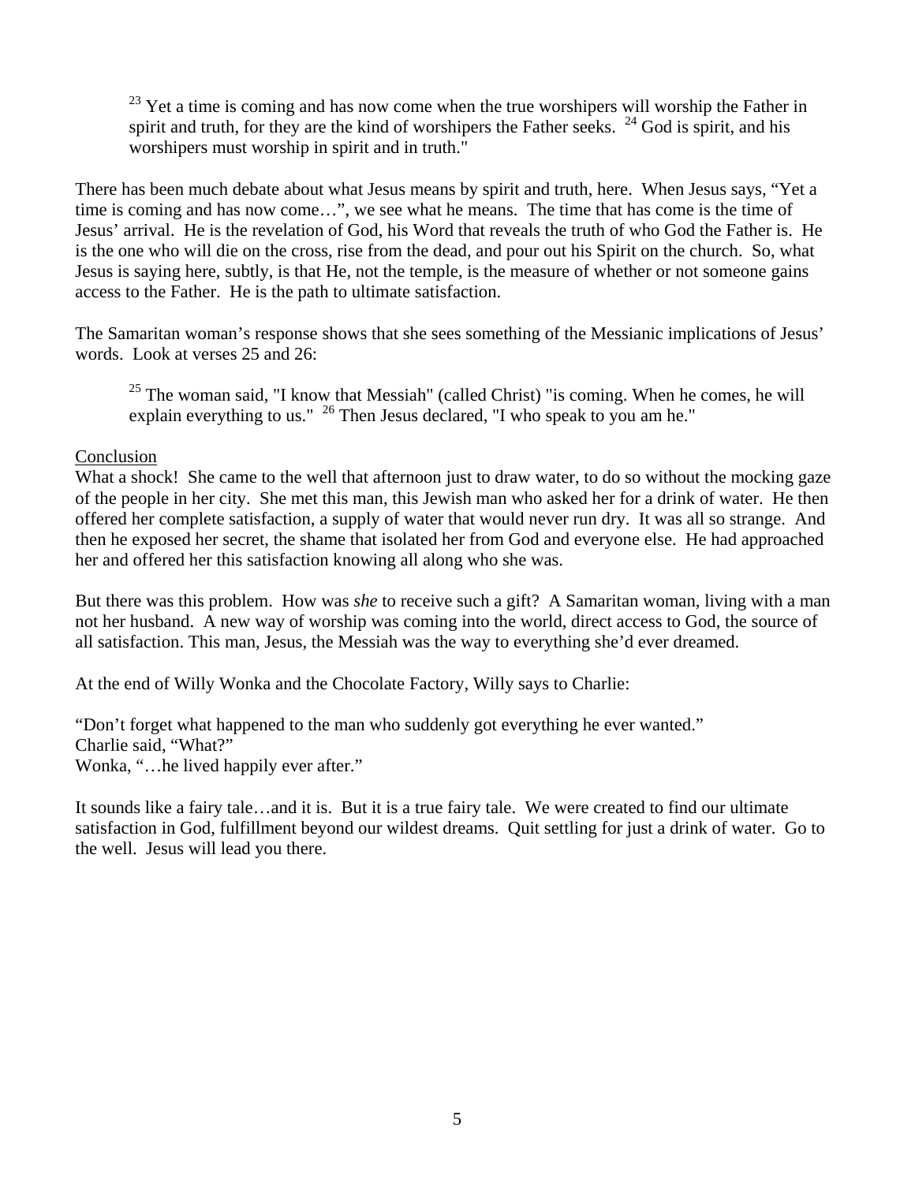> [23] Yet a time is coming and has now come when the true worshipers will worship the Father in spirit and truth, for they are the kind of worshipers the Father seeks. [24] God is spirit, and his worshipers must worship in spirit and in truth."

There has been much debate about what Jesus means by spirit and truth, here. When Jesus says, "Yet a time is coming and has now come…", we see what he means. The time that has come is the time of Jesus' arrival. He is the revelation of God, his Word that reveals the truth of who God the Father is. He is the one who will die on the cross, rise from the dead, and pour out his Spirit on the church. So, what Jesus is saying here, subtly, is that He, not the temple, is the measure of whether or not someone gains access to the Father. He is the path to ultimate satisfaction.

The Samaritan woman's response shows that she sees something of the Messianic implications of Jesus' words. Look at verses 25 and 26:

> [25] The woman said, "I know that Messiah" (called Christ) "is coming. When he comes, he will explain everything to us." [26] Then Jesus declared, "I who speak to you am he."

<u>Conclusion</u>

What a shock! She came to the well that afternoon just to draw water, to do so without the mocking gaze of the people in her city. She met this man, this Jewish man who asked her for a drink of water. He then offered her complete satisfaction, a supply of water that would never run dry. It was all so strange. And then he exposed her secret, the shame that isolated her from God and everyone else. He had approached her and offered her this satisfaction knowing all along who she was.

But there was this problem. How was *she* to receive such a gift? A Samaritan woman, living with a man not her husband. A new way of worship was coming into the world, direct access to God, the source of all satisfaction. This man, Jesus, the Messiah was the way to everything she'd ever dreamed.

At the end of Willy Wonka and the Chocolate Factory, Willy says to Charlie:

"Don't forget what happened to the man who suddenly got everything he ever wanted."
Charlie said, "What?"
Wonka, "…he lived happily ever after."

It sounds like a fairy tale…and it is. But it is a true fairy tale. We were created to find our ultimate satisfaction in God, fulfillment beyond our wildest dreams. Quit settling for just a drink of water. Go to the well. Jesus will lead you there.